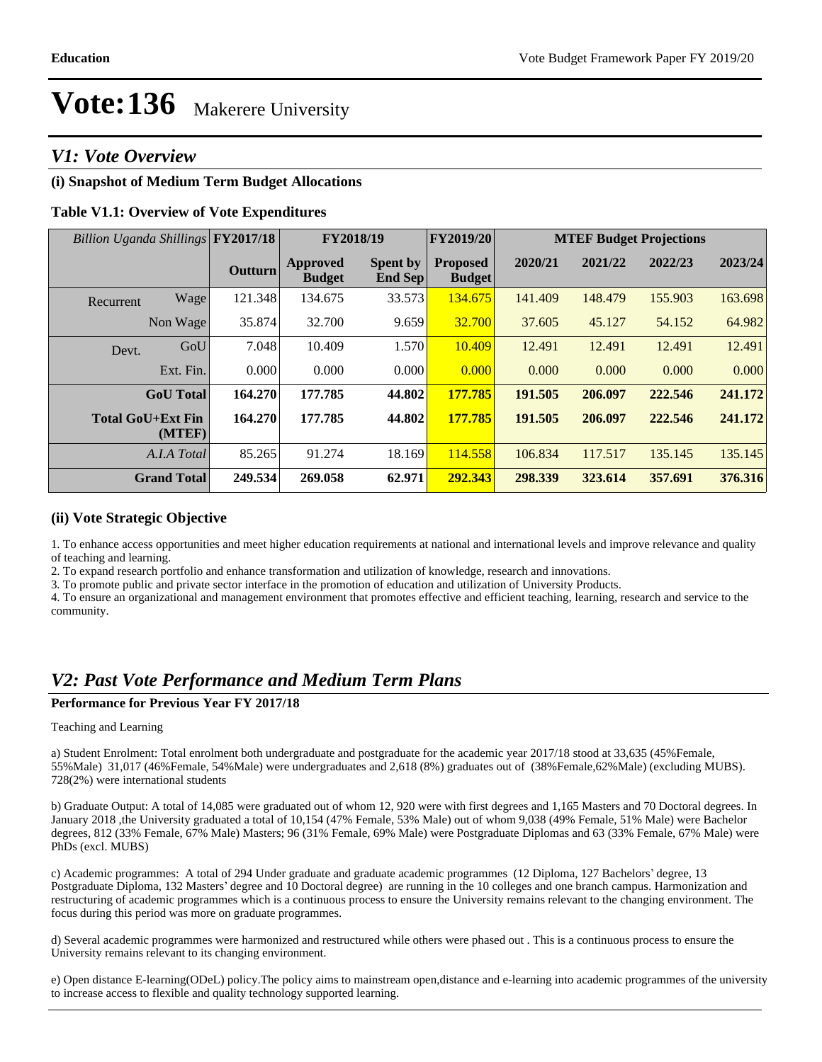# Vote:136 Makerere University

## V1: Vote Overview

### (i) Snapshot of Medium Term Budget Allocations

**Table V1.1: Overview of Vote Expenditures**

| *Billion Uganda Shillings* | | FY2017/18 | FY2018/19 | | FY2019/20 | MTEF Budget Projections | | | |
|---|---|---|---|---|---|---|---|---|---|
| | | **Outturn** | **Approved Budget** | **Spent by End Sep** | **Proposed Budget** | **2020/21** | **2021/22** | **2022/23** | **2023/24** |
| Recurrent | Wage | 121.348 | 134.675 | 33.573 | 134.675 | 141.409 | 148.479 | 155.903 | 163.698 |
| | Non Wage | 35.874 | 32.700 | 9.659 | 32.700 | 37.605 | 45.127 | 54.152 | 64.982 |
| Devt. | GoU | 7.048 | 10.409 | 1.570 | 10.409 | 12.491 | 12.491 | 12.491 | 12.491 |
| | Ext. Fin. | 0.000 | 0.000 | 0.000 | 0.000 | 0.000 | 0.000 | 0.000 | 0.000 |
| | **GoU Total** | **164.270** | **177.785** | **44.802** | **177.785** | **191.505** | **206.097** | **222.546** | **241.172** |
| | **Total GoU+Ext Fin (MTEF)** | **164.270** | **177.785** | **44.802** | **177.785** | **191.505** | **206.097** | **222.546** | **241.172** |
| | *A.I.A Total* | 85.265 | 91.274 | 18.169 | 114.558 | 106.834 | 117.517 | 135.145 | 135.145 |
| | **Grand Total** | **249.534** | **269.058** | **62.971** | **292.343** | **298.339** | **323.614** | **357.691** | **376.316** |

### (ii) Vote Strategic Objective

1. To enhance access opportunities and meet higher education requirements at national and international levels and improve relevance and quality of teaching and learning.
2. To expand research portfolio and enhance transformation and utilization of knowledge, research and innovations.
3. To promote public and private sector interface in the promotion of education and utilization of University Products.
4. To ensure an organizational and management environment that promotes effective and efficient teaching, learning, research and service to the community.

## V2: Past Vote Performance and Medium Term Plans

**Performance for Previous Year FY 2017/18**

Teaching and Learning

a) Student Enrolment: Total enrolment both undergraduate and postgraduate for the academic year 2017/18 stood at 33,635 (45%Female, 55%Male) 31,017 (46%Female, 54%Male) were undergraduates and 2,618 (8%) graduates out of (38%Female,62%Male) (excluding MUBS). 728(2%) were international students

b) Graduate Output: A total of 14,085 were graduated out of whom 12, 920 were with first degrees and 1,165 Masters and 70 Doctoral degrees. In January 2018 ,the University graduated a total of 10,154 (47% Female, 53% Male) out of whom 9,038 (49% Female, 51% Male) were Bachelor degrees, 812 (33% Female, 67% Male) Masters; 96 (31% Female, 69% Male) were Postgraduate Diplomas and 63 (33% Female, 67% Male) were PhDs (excl. MUBS)

c) Academic programmes: A total of 294 Under graduate and graduate academic programmes (12 Diploma, 127 Bachelors' degree, 13 Postgraduate Diploma, 132 Masters' degree and 10 Doctoral degree) are running in the 10 colleges and one branch campus. Harmonization and restructuring of academic programmes which is a continuous process to ensure the University remains relevant to the changing environment. The focus during this period was more on graduate programmes.

d) Several academic programmes were harmonized and restructured while others were phased out . This is a continuous process to ensure the University remains relevant to its changing environment.

e) Open distance E-learning(ODeL) policy.The policy aims to mainstream open,distance and e-learning into academic programmes of the university to increase access to flexible and quality technology supported learning.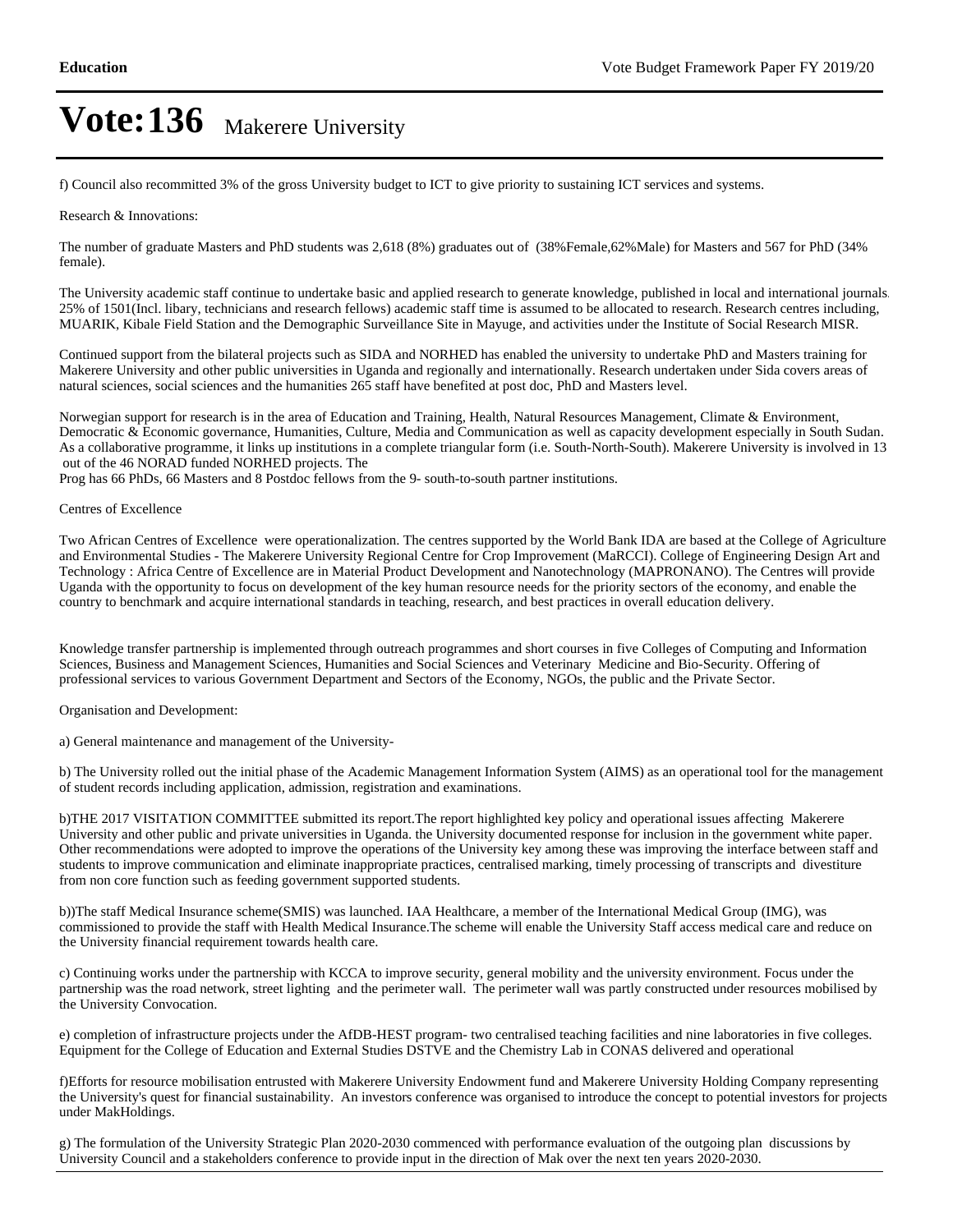# Vote:136 Makerere University

f) Council also recommitted 3% of the gross University budget to ICT to give priority to sustaining ICT services and systems.

Research & Innovations:

The number of graduate Masters and PhD students was 2,618 (8%) graduates out of (38%Female,62%Male) for Masters and 567 for PhD (34% female).

The University academic staff continue to undertake basic and applied research to generate knowledge, published in local and international journals. 25% of 1501(Incl. libary, technicians and research fellows) academic staff time is assumed to be allocated to research. Research centres including, MUARIK, Kibale Field Station and the Demographic Surveillance Site in Mayuge, and activities under the Institute of Social Research MISR.

Continued support from the bilateral projects such as SIDA and NORHED has enabled the university to undertake PhD and Masters training for Makerere University and other public universities in Uganda and regionally and internationally. Research undertaken under Sida covers areas of natural sciences, social sciences and the humanities 265 staff have benefited at post doc, PhD and Masters level.

Norwegian support for research is in the area of Education and Training, Health, Natural Resources Management, Climate & Environment, Democratic & Economic governance, Humanities, Culture, Media and Communication as well as capacity development especially in South Sudan. As a collaborative programme, it links up institutions in a complete triangular form (i.e. South-North-South). Makerere University is involved in 13 out of the 46 NORAD funded NORHED projects. The
Prog has 66 PhDs, 66 Masters and 8 Postdoc fellows from the 9- south-to-south partner institutions.

Centres of Excellence

Two African Centres of Excellence were operationalization. The centres supported by the World Bank IDA are based at the College of Agriculture and Environmental Studies - The Makerere University Regional Centre for Crop Improvement (MaRCCI). College of Engineering Design Art and Technology : Africa Centre of Excellence are in Material Product Development and Nanotechnology (MAPRONANO). The Centres will provide Uganda with the opportunity to focus on development of the key human resource needs for the priority sectors of the economy, and enable the country to benchmark and acquire international standards in teaching, research, and best practices in overall education delivery.

Knowledge transfer partnership is implemented through outreach programmes and short courses in five Colleges of Computing and Information Sciences, Business and Management Sciences, Humanities and Social Sciences and Veterinary Medicine and Bio-Security. Offering of professional services to various Government Department and Sectors of the Economy, NGOs, the public and the Private Sector.

Organisation and Development:

a) General maintenance and management of the University-

b) The University rolled out the initial phase of the Academic Management Information System (AIMS) as an operational tool for the management of student records including application, admission, registration and examinations.

b)THE 2017 VISITATION COMMITTEE submitted its report.The report highlighted key policy and operational issues affecting Makerere University and other public and private universities in Uganda. the University documented response for inclusion in the government white paper. Other recommendations were adopted to improve the operations of the University key among these was improving the interface between staff and students to improve communication and eliminate inappropriate practices, centralised marking, timely processing of transcripts and divestiture from non core function such as feeding government supported students.

b))The staff Medical Insurance scheme(SMIS) was launched. IAA Healthcare, a member of the International Medical Group (IMG), was commissioned to provide the staff with Health Medical Insurance.The scheme will enable the University Staff access medical care and reduce on the University financial requirement towards health care.

c) Continuing works under the partnership with KCCA to improve security, general mobility and the university environment. Focus under the partnership was the road network, street lighting and the perimeter wall. The perimeter wall was partly constructed under resources mobilised by the University Convocation.

e) completion of infrastructure projects under the AfDB-HEST program- two centralised teaching facilities and nine laboratories in five colleges. Equipment for the College of Education and External Studies DSTVE and the Chemistry Lab in CONAS delivered and operational

f)Efforts for resource mobilisation entrusted with Makerere University Endowment fund and Makerere University Holding Company representing the University's quest for financial sustainability. An investors conference was organised to introduce the concept to potential investors for projects under MakHoldings.

g) The formulation of the University Strategic Plan 2020-2030 commenced with performance evaluation of the outgoing plan discussions by University Council and a stakeholders conference to provide input in the direction of Mak over the next ten years 2020-2030.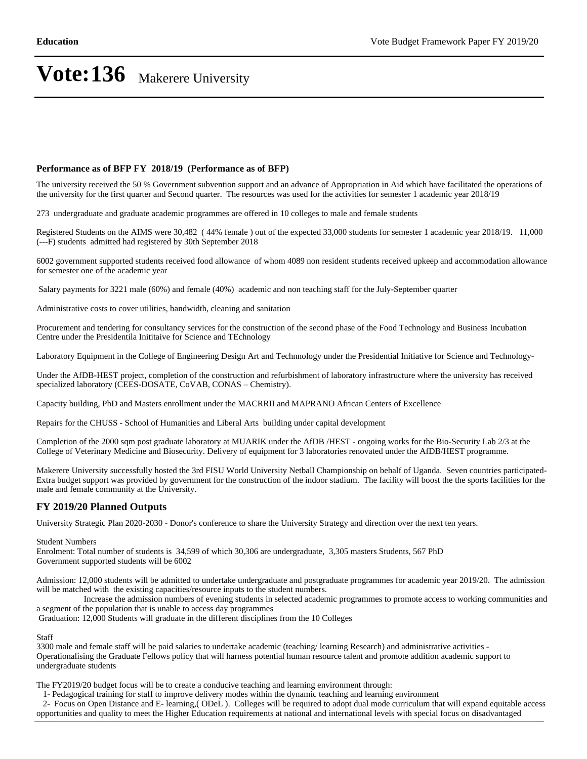# Vote:136 Makerere University

**Performance as of BFP FY 2018/19 (Performance as of BFP)**

The university received the 50 % Government subvention support and an advance of Appropriation in Aid which have facilitated the operations of the university for the first quarter and Second quarter. The resources was used for the activities for semester 1 academic year 2018/19

273 undergraduate and graduate academic programmes are offered in 10 colleges to male and female students

Registered Students on the AIMS were 30,482 ( 44% female ) out of the expected 33,000 students for semester 1 academic year 2018/19. 11,000 (---F) students admitted had registered by 30th September 2018

6002 government supported students received food allowance of whom 4089 non resident students received upkeep and accommodation allowance for semester one of the academic year

Salary payments for 3221 male (60%) and female (40%) academic and non teaching staff for the July-September quarter

Administrative costs to cover utilities, bandwidth, cleaning and sanitation

Procurement and tendering for consultancy services for the construction of the second phase of the Food Technology and Business Incubation Centre under the Presidentila Inititaive for Science and TEchnology

Laboratory Equipment in the College of Engineering Design Art and Technnology under the Presidential Initiative for Science and Technology-

Under the AfDB-HEST project, completion of the construction and refurbishment of laboratory infrastructure where the university has received specialized laboratory (CEES-DOSATE, CoVAB, CONAS – Chemistry).

Capacity building, PhD and Masters enrollment under the MACRRII and MAPRANO African Centers of Excellence

Repairs for the CHUSS - School of Humanities and Liberal Arts building under capital development

Completion of the 2000 sqm post graduate laboratory at MUARIK under the AfDB /HEST - ongoing works for the Bio-Security Lab 2/3 at the College of Veterinary Medicine and Biosecurity. Delivery of equipment for 3 laboratories renovated under the AfDB/HEST programme.

Makerere University successfully hosted the 3rd FISU World University Netball Championship on behalf of Uganda. Seven countries participated- Extra budget support was provided by government for the construction of the indoor stadium. The facility will boost the the sports facilities for the male and female community at the University.

## FY 2019/20 Planned Outputs

University Strategic Plan 2020-2030 - Donor's conference to share the University Strategy and direction over the next ten years.

Student Numbers
Enrolment: Total number of students is 34,599 of which 30,306 are undergraduate, 3,305 masters Students, 567 PhD
Government supported students will be 6002

Admission: 12,000 students will be admitted to undertake undergraduate and postgraduate programmes for academic year 2019/20. The admission will be matched with the existing capacities/resource inputs to the student numbers.
Increase the admission numbers of evening students in selected academic programmes to promote access to working communities and a segment of the population that is unable to access day programmes
Graduation: 12,000 Students will graduate in the different disciplines from the 10 Colleges

Staff
3300 male and female staff will be paid salaries to undertake academic (teaching/ learning Research) and administrative activities - Operationalising the Graduate Fellows policy that will harness potential human resource talent and promote addition academic support to undergraduate students

The FY2019/20 budget focus will be to create a conducive teaching and learning environment through:
1- Pedagogical training for staff to improve delivery modes within the dynamic teaching and learning environment
2- Focus on Open Distance and E- learning,( ODeL ). Colleges will be required to adopt dual mode curriculum that will expand equitable access opportunities and quality to meet the Higher Education requirements at national and international levels with special focus on disadvantaged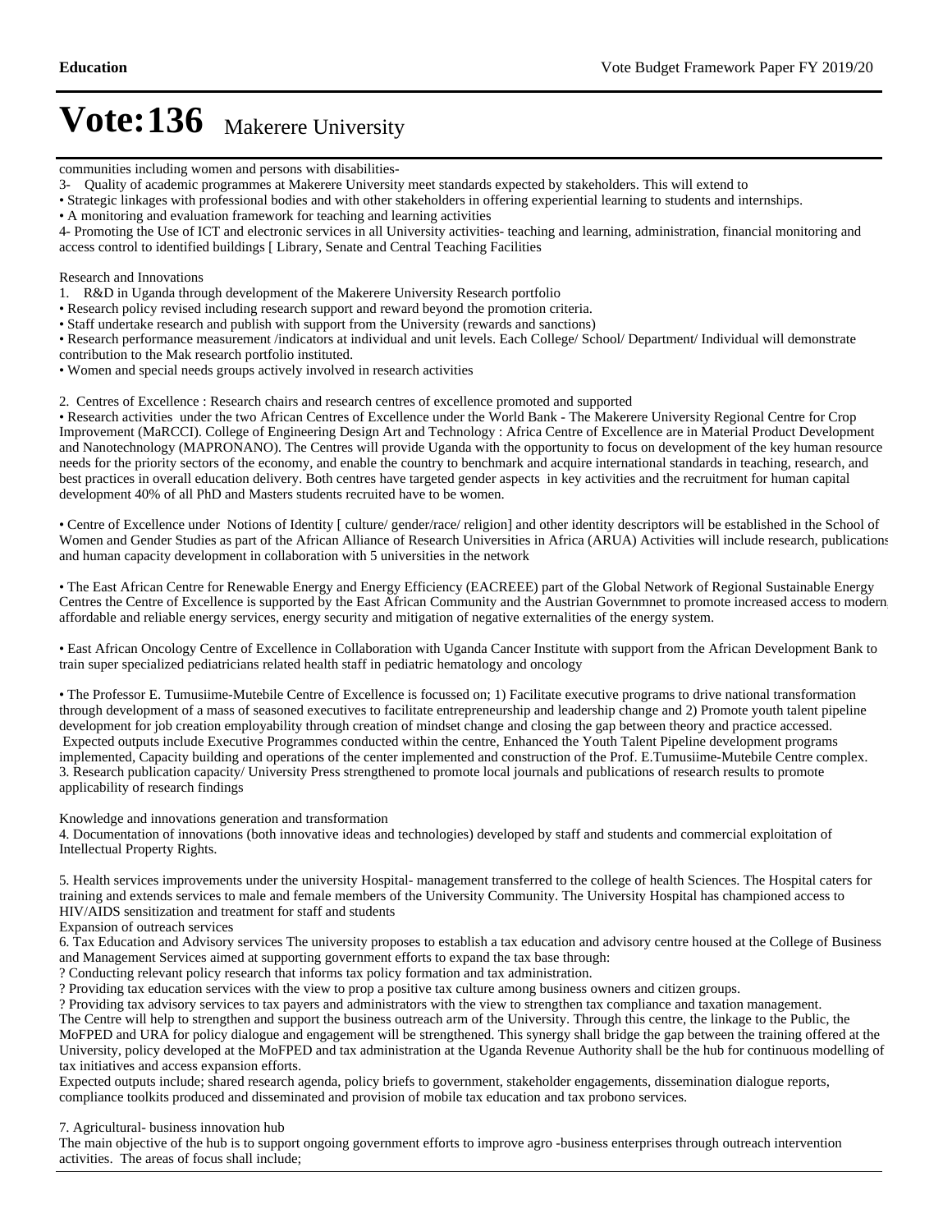communities including women and persons with disabilities-

3- Quality of academic programmes at Makerere University meet standards expected by stakeholders. This will extend to

• Strategic linkages with professional bodies and with other stakeholders in offering experiential learning to students and internships.
• A monitoring and evaluation framework for teaching and learning activities

4- Promoting the Use of ICT and electronic services in all University activities- teaching and learning, administration, financial monitoring and access control to identified buildings [ Library, Senate and Central Teaching Facilities

Research and Innovations

1. R&D in Uganda through development of the Makerere University Research portfolio

• Research policy revised including research support and reward beyond the promotion criteria.
• Staff undertake research and publish with support from the University (rewards and sanctions)
• Research performance measurement /indicators at individual and unit levels. Each College/ School/ Department/ Individual will demonstrate contribution to the Mak research portfolio instituted.
• Women and special needs groups actively involved in research activities

2. Centres of Excellence : Research chairs and research centres of excellence promoted and supported

• Research activities under the two African Centres of Excellence under the World Bank - The Makerere University Regional Centre for Crop Improvement (MaRCCI). College of Engineering Design Art and Technology : Africa Centre of Excellence are in Material Product Development and Nanotechnology (MAPRONANO). The Centres will provide Uganda with the opportunity to focus on development of the key human resource needs for the priority sectors of the economy, and enable the country to benchmark and acquire international standards in teaching, research, and best practices in overall education delivery. Both centres have targeted gender aspects in key activities and the recruitment for human capital development 40% of all PhD and Masters students recruited have to be women.

• Centre of Excellence under Notions of Identity [ culture/ gender/race/ religion] and other identity descriptors will be established in the School of Women and Gender Studies as part of the African Alliance of Research Universities in Africa (ARUA) Activities will include research, publications and human capacity development in collaboration with 5 universities in the network

• The East African Centre for Renewable Energy and Energy Efficiency (EACREEE) part of the Global Network of Regional Sustainable Energy Centres the Centre of Excellence is supported by the East African Community and the Austrian Governmnet to promote increased access to modern, affordable and reliable energy services, energy security and mitigation of negative externalities of the energy system.

• East African Oncology Centre of Excellence in Collaboration with Uganda Cancer Institute with support from the African Development Bank to train super specialized pediatricians related health staff in pediatric hematology and oncology

• The Professor E. Tumusiime-Mutebile Centre of Excellence is focussed on; 1) Facilitate executive programs to drive national transformation through development of a mass of seasoned executives to facilitate entrepreneurship and leadership change and 2) Promote youth talent pipeline development for job creation employability through creation of mindset change and closing the gap between theory and practice accessed. Expected outputs include Executive Programmes conducted within the centre, Enhanced the Youth Talent Pipeline development programs implemented, Capacity building and operations of the center implemented and construction of the Prof. E.Tumusiime-Mutebile Centre complex.

3. Research publication capacity/ University Press strengthened to promote local journals and publications of research results to promote applicability of research findings

Knowledge and innovations generation and transformation

4. Documentation of innovations (both innovative ideas and technologies) developed by staff and students and commercial exploitation of Intellectual Property Rights.

5. Health services improvements under the university Hospital- management transferred to the college of health Sciences. The Hospital caters for training and extends services to male and female members of the University Community. The University Hospital has championed access to HIV/AIDS sensitization and treatment for staff and students

Expansion of outreach services

6. Tax Education and Advisory services The university proposes to establish a tax education and advisory centre housed at the College of Business and Management Services aimed at supporting government efforts to expand the tax base through:

? Conducting relevant policy research that informs tax policy formation and tax administration.
? Providing tax education services with the view to prop a positive tax culture among business owners and citizen groups.
? Providing tax advisory services to tax payers and administrators with the view to strengthen tax compliance and taxation management.

The Centre will help to strengthen and support the business outreach arm of the University. Through this centre, the linkage to the Public, the MoFPED and URA for policy dialogue and engagement will be strengthened. This synergy shall bridge the gap between the training offered at the University, policy developed at the MoFPED and tax administration at the Uganda Revenue Authority shall be the hub for continuous modelling of tax initiatives and access expansion efforts.

Expected outputs include; shared research agenda, policy briefs to government, stakeholder engagements, dissemination dialogue reports, compliance toolkits produced and disseminated and provision of mobile tax education and tax probono services.

7. Agricultural- business innovation hub

The main objective of the hub is to support ongoing government efforts to improve agro -business enterprises through outreach intervention activities. The areas of focus shall include;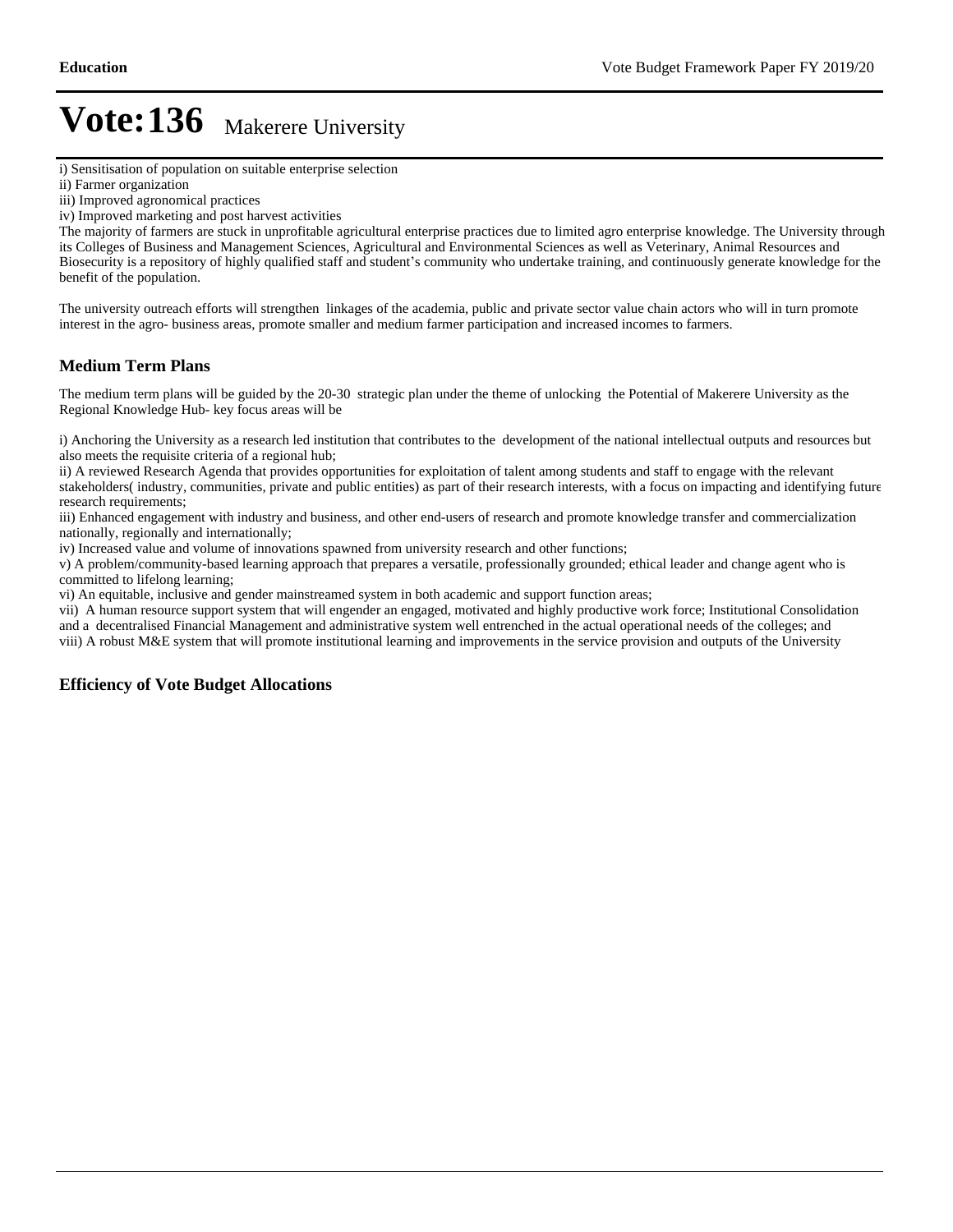# Vote:136 Makerere University

i) Sensitisation of population on suitable enterprise selection
ii) Farmer organization
iii) Improved agronomical practices
iv) Improved marketing and post harvest activities
The majority of farmers are stuck in unprofitable agricultural enterprise practices due to limited agro enterprise knowledge. The University through its Colleges of Business and Management Sciences, Agricultural and Environmental Sciences as well as Veterinary, Animal Resources and Biosecurity is a repository of highly qualified staff and student's community who undertake training, and continuously generate knowledge for the benefit of the population.

The university outreach efforts will strengthen linkages of the academia, public and private sector value chain actors who will in turn promote interest in the agro- business areas, promote smaller and medium farmer participation and increased incomes to farmers.

## Medium Term Plans

The medium term plans will be guided by the 20-30 strategic plan under the theme of unlocking the Potential of Makerere University as the Regional Knowledge Hub- key focus areas will be

i) Anchoring the University as a research led institution that contributes to the development of the national intellectual outputs and resources but also meets the requisite criteria of a regional hub;
ii) A reviewed Research Agenda that provides opportunities for exploitation of talent among students and staff to engage with the relevant stakeholders( industry, communities, private and public entities) as part of their research interests, with a focus on impacting and identifying future research requirements;
iii) Enhanced engagement with industry and business, and other end-users of research and promote knowledge transfer and commercialization nationally, regionally and internationally;
iv) Increased value and volume of innovations spawned from university research and other functions;
v) A problem/community-based learning approach that prepares a versatile, professionally grounded; ethical leader and change agent who is committed to lifelong learning;
vi) An equitable, inclusive and gender mainstreamed system in both academic and support function areas;
vii) A human resource support system that will engender an engaged, motivated and highly productive work force; Institutional Consolidation and a decentralised Financial Management and administrative system well entrenched in the actual operational needs of the colleges; and
viii) A robust M&E system that will promote institutional learning and improvements in the service provision and outputs of the University

## Efficiency of Vote Budget Allocations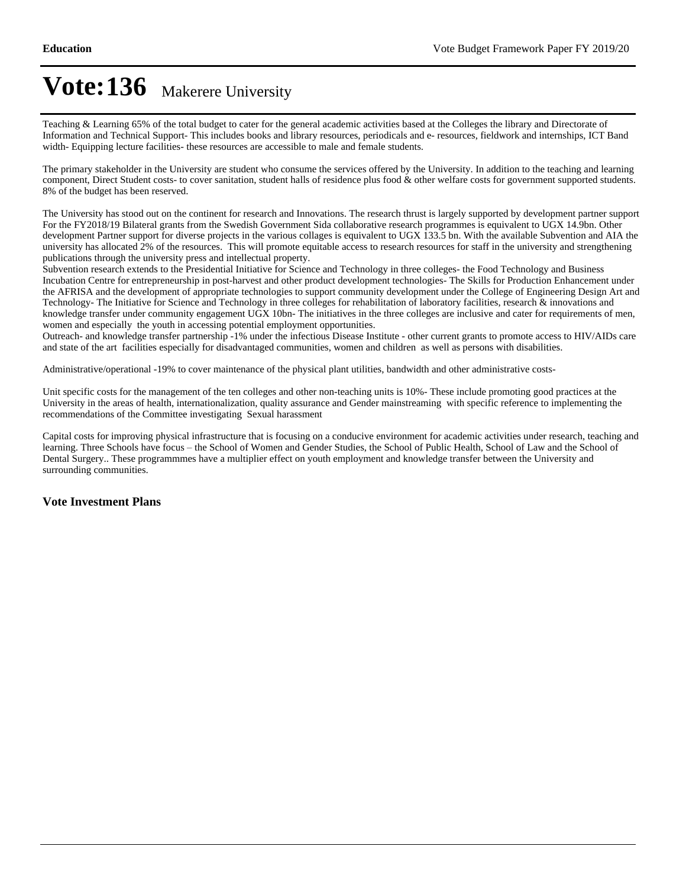# Vote:136 Makerere University

Teaching & Learning 65% of the total budget to cater for the general academic activities based at the Colleges the library and Directorate of Information and Technical Support- This includes books and library resources, periodicals and e- resources, fieldwork and internships, ICT Band width- Equipping lecture facilities- these resources are accessible to male and female students.

The primary stakeholder in the University are student who consume the services offered by the University. In addition to the teaching and learning component, Direct Student costs- to cover sanitation, student halls of residence plus food & other welfare costs for government supported students. 8% of the budget has been reserved.

The University has stood out on the continent for research and Innovations. The research thrust is largely supported by development partner support For the FY2018/19 Bilateral grants from the Swedish Government Sida collaborative research programmes is equivalent to UGX 14.9bn. Other development Partner support for diverse projects in the various collages is equivalent to UGX 133.5 bn. With the available Subvention and AIA the university has allocated 2% of the resources. This will promote equitable access to research resources for staff in the university and strengthening publications through the university press and intellectual property.
Subvention research extends to the Presidential Initiative for Science and Technology in three colleges- the Food Technology and Business Incubation Centre for entrepreneurship in post-harvest and other product development technologies- The Skills for Production Enhancement under the AFRISA and the development of appropriate technologies to support community development under the College of Engineering Design Art and Technology- The Initiative for Science and Technology in three colleges for rehabilitation of laboratory facilities, research & innovations and knowledge transfer under community engagement UGX 10bn- The initiatives in the three colleges are inclusive and cater for requirements of men, women and especially the youth in accessing potential employment opportunities.
Outreach- and knowledge transfer partnership -1% under the infectious Disease Institute - other current grants to promote access to HIV/AIDs care and state of the art facilities especially for disadvantaged communities, women and children as well as persons with disabilities.

Administrative/operational -19% to cover maintenance of the physical plant utilities, bandwidth and other administrative costs-

Unit specific costs for the management of the ten colleges and other non-teaching units is 10%- These include promoting good practices at the University in the areas of health, internationalization, quality assurance and Gender mainstreaming with specific reference to implementing the recommendations of the Committee investigating Sexual harassment

Capital costs for improving physical infrastructure that is focusing on a conducive environment for academic activities under research, teaching and learning. Three Schools have focus – the School of Women and Gender Studies, the School of Public Health, School of Law and the School of Dental Surgery.. These programmmes have a multiplier effect on youth employment and knowledge transfer between the University and surrounding communities.

### Vote Investment Plans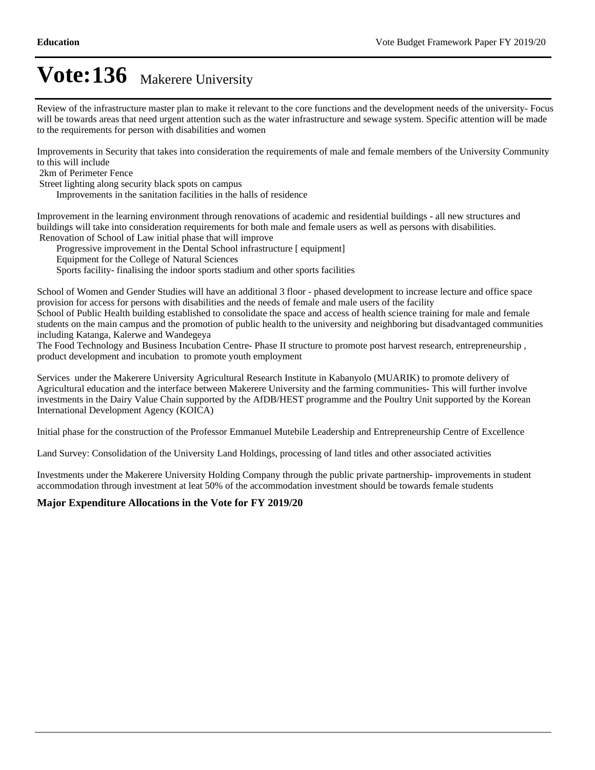# Vote:136 Makerere University

Review of the infrastructure master plan to make it relevant to the core functions and the development needs of the university- Focus will be towards areas that need urgent attention such as the water infrastructure and sewage system. Specific attention will be made to the requirements for person with disabilities and women

Improvements in Security that takes into consideration the requirements of male and female members of the University Community to this will include
 2km of Perimeter Fence
 Street lighting along security black spots on campus
 Improvements in the sanitation facilities in the halls of residence

Improvement in the learning environment through renovations of academic and residential buildings - all new structures and buildings will take into consideration requirements for both male and female users as well as persons with disabilities.
 Renovation of School of Law initial phase that will improve
 Progressive improvement in the Dental School infrastructure [ equipment]
 Equipment for the College of Natural Sciences
 Sports facility- finalising the indoor sports stadium and other sports facilities

School of Women and Gender Studies will have an additional 3 floor - phased development to increase lecture and office space provision for access for persons with disabilities and the needs of female and male users of the facility
School of Public Health building established to consolidate the space and access of health science training for male and female students on the main campus and the promotion of public health to the university and neighboring but disadvantaged communities including Katanga, Kalerwe and Wandegeya
The Food Technology and Business Incubation Centre- Phase II structure to promote post harvest research, entrepreneurship , product development and incubation to promote youth employment

Services under the Makerere University Agricultural Research Institute in Kabanyolo (MUARIK) to promote delivery of Agricultural education and the interface between Makerere University and the farming communities- This will further involve investments in the Dairy Value Chain supported by the AfDB/HEST programme and the Poultry Unit supported by the Korean International Development Agency (KOICA)

Initial phase for the construction of the Professor Emmanuel Mutebile Leadership and Entrepreneurship Centre of Excellence

Land Survey: Consolidation of the University Land Holdings, processing of land titles and other associated activities

Investments under the Makerere University Holding Company through the public private partnership- improvements in student accommodation through investment at leat 50% of the accommodation investment should be towards female students

**Major Expenditure Allocations in the Vote for FY 2019/20**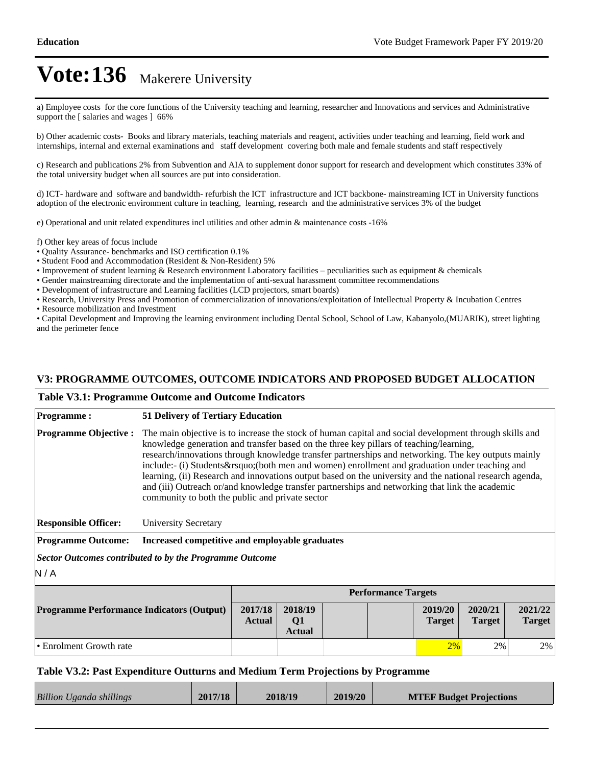# Vote:136 Makerere University

a) Employee costs for the core functions of the University teaching and learning, researcher and Innovations and services and Administrative support the [ salaries and wages ] 66%

b) Other academic costs- Books and library materials, teaching materials and reagent, activities under teaching and learning, field work and internships, internal and external examinations and staff development covering both male and female students and staff respectively

c) Research and publications 2% from Subvention and AIA to supplement donor support for research and development which constitutes 33% of the total university budget when all sources are put into consideration.

d) ICT- hardware and software and bandwidth- refurbish the ICT infrastructure and ICT backbone- mainstreaming ICT in University functions adoption of the electronic environment culture in teaching, learning, research and the administrative services 3% of the budget

e) Operational and unit related expenditures incl utilities and other admin & maintenance costs -16%

f) Other key areas of focus include
• Quality Assurance- benchmarks and ISO certification 0.1%
• Student Food and Accommodation (Resident & Non-Resident) 5%
• Improvement of student learning & Research environment Laboratory facilities – peculiarities such as equipment & chemicals
• Gender mainstreaming directorate and the implementation of anti-sexual harassment committee recommendations
• Development of infrastructure and Learning facilities (LCD projectors, smart boards)
• Research, University Press and Promotion of commercialization of innovations/exploitation of Intellectual Property & Incubation Centres
• Resource mobilization and Investment
• Capital Development and Improving the learning environment including Dental School, School of Law, Kabanyolo,(MUARIK), street lighting and the perimeter fence

## V3: PROGRAMME OUTCOMES, OUTCOME INDICATORS AND PROPOSED BUDGET ALLOCATION

### Table V3.1: Programme Outcome and Outcome Indicators

**Programme :** **51 Delivery of Tertiary Education**

**Programme Objective :** The main objective is to increase the stock of human capital and social development through skills and knowledge generation and transfer based on the three key pillars of teaching/learning, research/innovations through knowledge transfer partnerships and networking. The key outputs mainly include:- (i) Students&rsquo;(both men and women) enrollment and graduation under teaching and learning, (ii) Research and innovations output based on the university and the national research agenda, and (iii) Outreach or/and knowledge transfer partnerships and networking that link the academic community to both the public and private sector

**Responsible Officer:** University Secretary

**Programme Outcome:** **Increased competitive and employable graduates**

***Sector Outcomes contributed to by the Programme Outcome***

N / A

| Programme Performance Indicators (Output) | Performance Targets | | | | | | |
|---|---|---|---|---|---|---|---|
| | 2017/18 Actual | 2018/19 Q1 Actual | | | 2019/20 Target | 2020/21 Target | 2021/22 Target |
| • Enrolment Growth rate | | | | | 2% | 2% | 2% |

### Table V3.2: Past Expenditure Outturns and Medium Term Projections by Programme

| *Billion Uganda shillings* | 2017/18 | 2018/19 | 2019/20 | MTEF Budget Projections |
|---|---|---|---|---|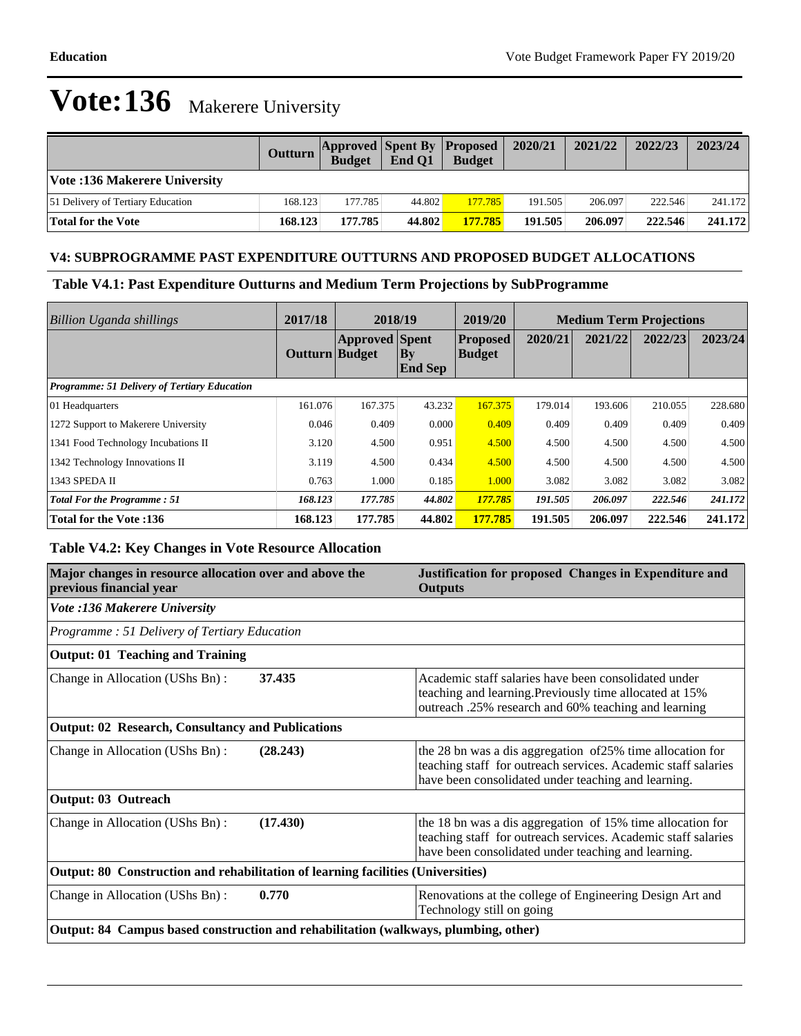# Vote:136 Makerere University

| | Outturn | Approved Budget | Spent By End Q1 | Proposed Budget | 2020/21 | 2021/22 | 2022/23 | 2023/24 |
|---|---|---|---|---|---|---|---|---|
| **Vote :136 Makerere University** | | | | | | | | |
| 51 Delivery of Tertiary Education | 168.123 | 177.785 | 44.802 | 177.785 | 191.505 | 206.097 | 222.546 | 241.172 |
| **Total for the Vote** | **168.123** | **177.785** | **44.802** | **177.785** | **191.505** | **206.097** | **222.546** | **241.172** |

### V4: SUBPROGRAMME PAST EXPENDITURE OUTTURNS AND PROPOSED BUDGET ALLOCATIONS

### Table V4.1: Past Expenditure Outturns and Medium Term Projections by SubProgramme

| *Billion Uganda shillings* | 2017/18 | 2018/19 | | 2019/20 | Medium Term Projections | | | |
|---|---|---|---|---|---|---|---|---|
| | Outturn | Approved Budget | Spent By End Sep | Proposed Budget | 2020/21 | 2021/22 | 2022/23 | 2023/24 |
| ***Programme: 51 Delivery of Tertiary Education*** | | | | | | | | |
| 01 Headquarters | 161.076 | 167.375 | 43.232 | 167.375 | 179.014 | 193.606 | 210.055 | 228.680 |
| 1272 Support to Makerere University | 0.046 | 0.409 | 0.000 | 0.409 | 0.409 | 0.409 | 0.409 | 0.409 |
| 1341 Food Technology Incubations II | 3.120 | 4.500 | 0.951 | 4.500 | 4.500 | 4.500 | 4.500 | 4.500 |
| 1342 Technology Innovations II | 3.119 | 4.500 | 0.434 | 4.500 | 4.500 | 4.500 | 4.500 | 4.500 |
| 1343 SPEDA II | 0.763 | 1.000 | 0.185 | 1.000 | 3.082 | 3.082 | 3.082 | 3.082 |
| ***Total For the Programme : 51*** | ***168.123*** | ***177.785*** | ***44.802*** | ***177.785*** | ***191.505*** | ***206.097*** | ***222.546*** | ***241.172*** |
| **Total for the Vote :136** | **168.123** | **177.785** | **44.802** | **177.785** | **191.505** | **206.097** | **222.546** | **241.172** |

### Table V4.2: Key Changes in Vote Resource Allocation

| Major changes in resource allocation over and above the previous financial year | | Justification for proposed Changes in Expenditure and Outputs |
|---|---|---|
| ***Vote :136 Makerere University*** | | |
| *Programme : 51 Delivery of Tertiary Education* | | |
| **Output: 01 Teaching and Training** | | |
| Change in Allocation (UShs Bn) : | **37.435** | Academic staff salaries have been consolidated under teaching and learning.Previously time allocated at 15% outreach .25% research and 60% teaching and learning |
| **Output: 02 Research, Consultancy and Publications** | | |
| Change in Allocation (UShs Bn) : | **(28.243)** | the 28 bn was a dis aggregation of25% time allocation for teaching staff for outreach services. Academic staff salaries have been consolidated under teaching and learning. |
| **Output: 03 Outreach** | | |
| Change in Allocation (UShs Bn) : | **(17.430)** | the 18 bn was a dis aggregation of 15% time allocation for teaching staff for outreach services. Academic staff salaries have been consolidated under teaching and learning. |
| **Output: 80 Construction and rehabilitation of learning facilities (Universities)** | | |
| Change in Allocation (UShs Bn) : | **0.770** | Renovations at the college of Engineering Design Art and Technology still on going |
| **Output: 84 Campus based construction and rehabilitation (walkways, plumbing, other)** | | |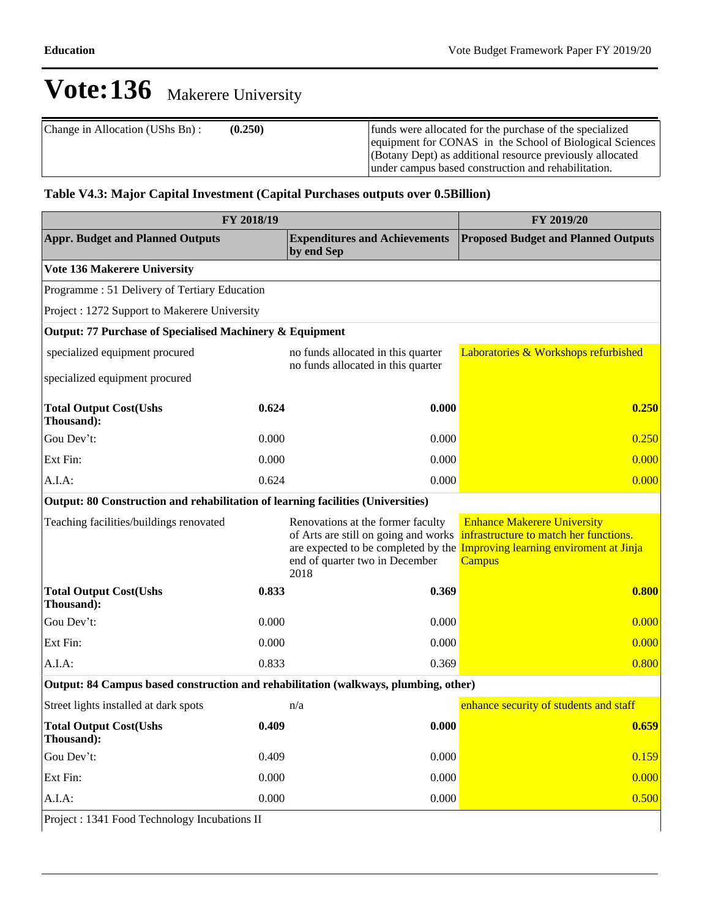# Vote:136 Makerere University

| Change in Allocation (UShs Bn) : | (0.250) | funds were allocated for the purchase of the specialized equipment for CONAS in the School of Biological Sciences (Botany Dept) as additional resource previously allocated under campus based construction and rehabilitation. |
|---|---|---|

### Table V4.3: Major Capital Investment (Capital Purchases outputs over 0.5Billion)

| FY 2018/19 | | | FY 2019/20 |
|---|---|---|---|
| **Appr. Budget and Planned Outputs** | | **Expenditures and Achievements by end Sep** | **Proposed Budget and Planned Outputs** |
| **Vote 136 Makerere University** | | | |
| Programme : 51 Delivery of Tertiary Education | | | |
| Project : 1272 Support to Makerere University | | | |
| **Output: 77 Purchase of Specialised Machinery & Equipment** | | | |
| specialized equipment procured<br>specialized equipment procured | | no funds allocated in this quarter<br>no funds allocated in this quarter | Laboratories & Workshops refurbished |
| **Total Output Cost(Ushs Thousand):** | **0.624** | **0.000** | **0.250** |
| Gou Dev't: | 0.000 | 0.000 | 0.250 |
| Ext Fin: | 0.000 | 0.000 | 0.000 |
| A.I.A: | 0.624 | 0.000 | 0.000 |
| **Output: 80 Construction and rehabilitation of learning facilities (Universities)** | | | |
| Teaching facilities/buildings renovated | | Renovations at the former faculty of Arts are still on going and works are expected to be completed by the end of quarter two in December 2018 | Enhance Makerere University infrastructure to match her functions. Improving learning enviroment at Jinja Campus |
| **Total Output Cost(Ushs Thousand):** | **0.833** | **0.369** | **0.800** |
| Gou Dev't: | 0.000 | 0.000 | 0.000 |
| Ext Fin: | 0.000 | 0.000 | 0.000 |
| A.I.A: | 0.833 | 0.369 | 0.800 |
| **Output: 84 Campus based construction and rehabilitation (walkways, plumbing, other)** | | | |
| Street lights installed at dark spots | | n/a | enhance security of students and staff |
| **Total Output Cost(Ushs Thousand):** | **0.409** | **0.000** | **0.659** |
| Gou Dev't: | 0.409 | 0.000 | 0.159 |
| Ext Fin: | 0.000 | 0.000 | 0.000 |
| A.I.A: | 0.000 | 0.000 | 0.500 |
| Project : 1341 Food Technology Incubations II | | | |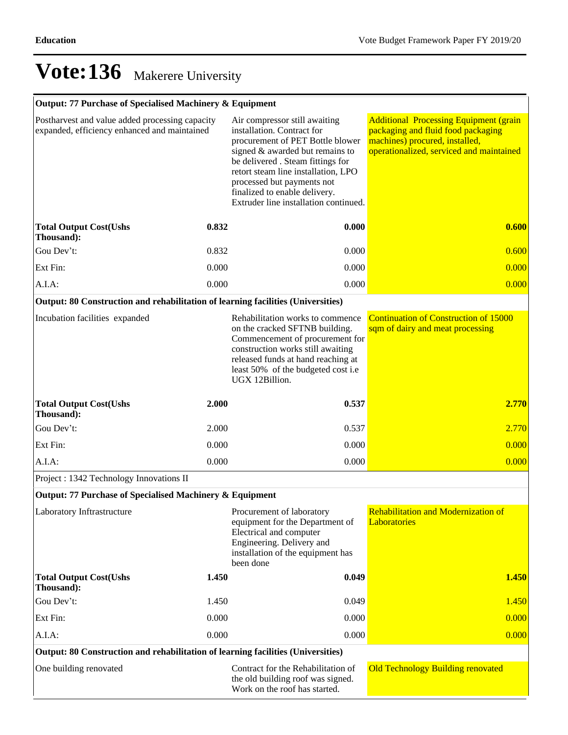# Vote:136 Makerere University

| Output: 77 Purchase of Specialised Machinery & Equipment | | | |
|---|---|---|---|
| Postharvest and value added processing capacity expanded, efficiency enhanced and maintained | | Air compressor still awaiting installation. Contract for procurement of PET Bottle blower signed & awarded but remains to be delivered . Steam fittings for retort steam line installation, LPO processed but payments not finalized to enable delivery. Extruder line installation continued. | Additional Processing Equipment (grain packaging and fluid food packaging machines) procured, installed, operationalized, serviced and maintained |
| **Total Output Cost(Ushs Thousand):** | **0.832** | **0.000** | **0.600** |
| Gou Dev't: | 0.832 | 0.000 | 0.600 |
| Ext Fin: | 0.000 | 0.000 | 0.000 |
| A.I.A: | 0.000 | 0.000 | 0.000 |
| **Output: 80 Construction and rehabilitation of learning facilities (Universities)** | | | |
| Incubation facilities expanded | | Rehabilitation works to commence on the cracked SFTNB building. Commencement of procurement for construction works still awaiting released funds at hand reaching at least 50% of the budgeted cost i.e UGX 12Billion. | Continuation of Construction of 15000 sqm of dairy and meat processing |
| **Total Output Cost(Ushs Thousand):** | **2.000** | **0.537** | **2.770** |
| Gou Dev't: | 2.000 | 0.537 | 2.770 |
| Ext Fin: | 0.000 | 0.000 | 0.000 |
| A.I.A: | 0.000 | 0.000 | 0.000 |
| Project : 1342 Technology Innovations II | | | |
| **Output: 77 Purchase of Specialised Machinery & Equipment** | | | |
| Laboratory Inftrastructure | | Procurement of laboratory equipment for the Department of Electrical and computer Engineering. Delivery and installation of the equipment has been done | Rehabilitation and Modernization of Laboratories |
| **Total Output Cost(Ushs Thousand):** | **1.450** | **0.049** | **1.450** |
| Gou Dev't: | 1.450 | 0.049 | 1.450 |
| Ext Fin: | 0.000 | 0.000 | 0.000 |
| A.I.A: | 0.000 | 0.000 | 0.000 |
| **Output: 80 Construction and rehabilitation of learning facilities (Universities)** | | | |
| One building renovated | | Contract for the Rehabilitation of the old building roof was signed. Work on the roof has started. | Old Technology Building renovated |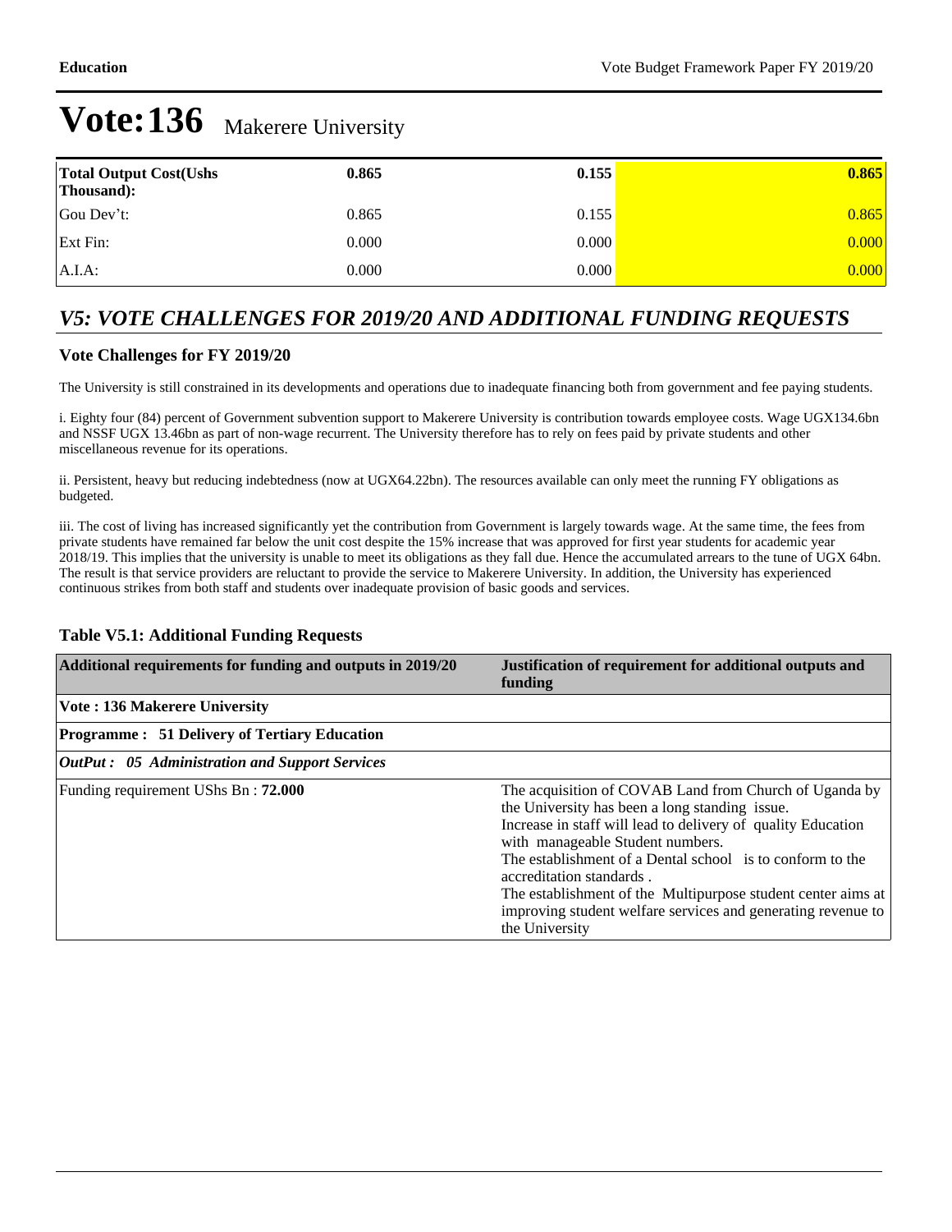# Vote:136 Makerere University

| | | | |
|---|---|---|---|
| **Total Output Cost(Ushs Thousand):** | **0.865** | **0.155** | **0.865** |
| Gou Dev't: | 0.865 | 0.155 | 0.865 |
| Ext Fin: | 0.000 | 0.000 | 0.000 |
| A.I.A: | 0.000 | 0.000 | 0.000 |

## *V5: VOTE CHALLENGES FOR 2019/20 AND ADDITIONAL FUNDING REQUESTS*

### Vote Challenges for FY 2019/20

The University is still constrained in its developments and operations due to inadequate financing both from government and fee paying students.

i. Eighty four (84) percent of Government subvention support to Makerere University is contribution towards employee costs. Wage UGX134.6bn and NSSF UGX 13.46bn as part of non-wage recurrent. The University therefore has to rely on fees paid by private students and other miscellaneous revenue for its operations.

ii. Persistent, heavy but reducing indebtedness (now at UGX64.22bn). The resources available can only meet the running FY obligations as budgeted.

iii. The cost of living has increased significantly yet the contribution from Government is largely towards wage. At the same time, the fees from private students have remained far below the unit cost despite the 15% increase that was approved for first year students for academic year 2018/19. This implies that the university is unable to meet its obligations as they fall due. Hence the accumulated arrears to the tune of UGX 64bn. The result is that service providers are reluctant to provide the service to Makerere University. In addition, the University has experienced continuous strikes from both staff and students over inadequate provision of basic goods and services.

### Table V5.1: Additional Funding Requests

| Additional requirements for funding and outputs in 2019/20 | Justification of requirement for additional outputs and funding |
|---|---|
| **Vote : 136 Makerere University** | |
| **Programme : 51 Delivery of Tertiary Education** | |
| ***OutPut : 05 Administration and Support Services*** | |
| Funding requirement UShs Bn : **72.000** | The acquisition of COVAB Land from Church of Uganda by the University has been a long standing issue. Increase in staff will lead to delivery of quality Education with manageable Student numbers. The establishment of a Dental school is to conform to the accreditation standards . The establishment of the Multipurpose student center aims at improving student welfare services and generating revenue to the University |